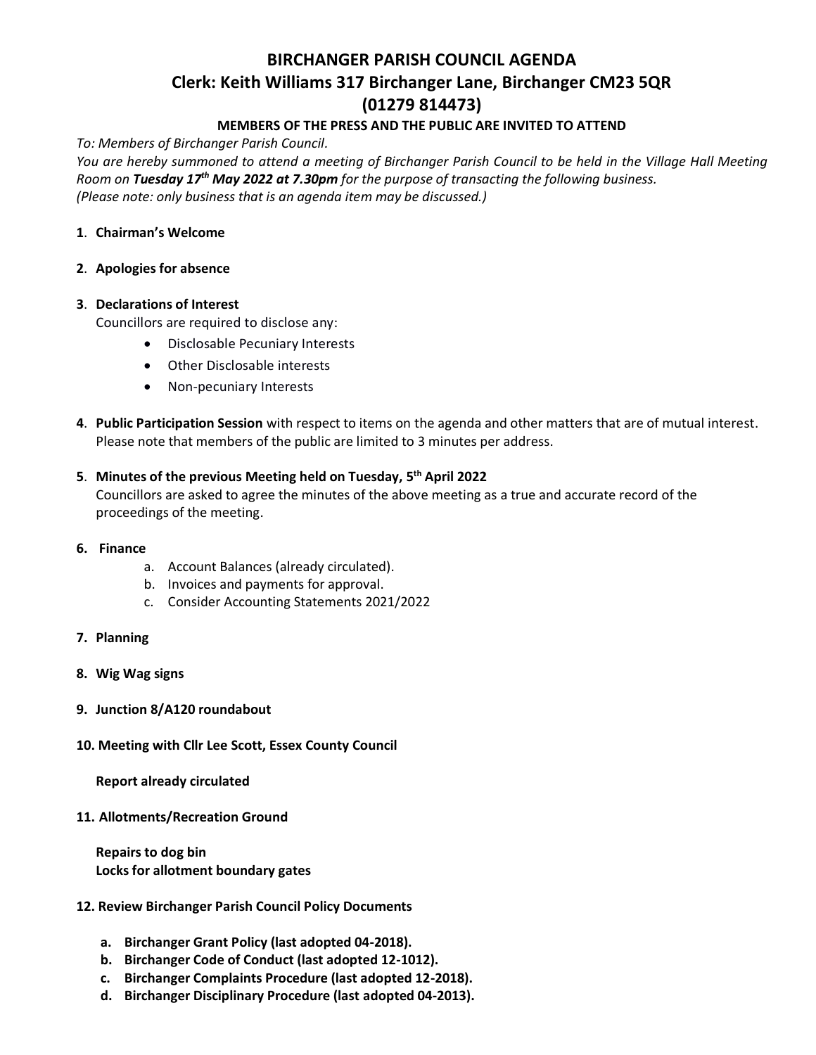# BIRCHANGER PARISH COUNCIL AGENDA
## Clerk: Keith Williams 317 Birchanger Lane, Birchanger CM23 5QR
## (01279 814473)

**MEMBERS OF THE PRESS AND THE PUBLIC ARE INVITED TO ATTEND**

*To: Members of Birchanger Parish Council.*
*You are hereby summoned to attend a meeting of Birchanger Parish Council to be held in the Village Hall Meeting Room on* ***Tuesday 17th May 2022 at 7.30pm*** *for the purpose of transacting the following business.*
*(Please note: only business that is an agenda item may be discussed.)*

**1**. **Chairman's Welcome**

**2**. **Apologies for absence**

**3**. **Declarations of Interest**
Councillors are required to disclose any:

- Disclosable Pecuniary Interests
- Other Disclosable interests
- Non-pecuniary Interests

**4**. **Public Participation Session** with respect to items on the agenda and other matters that are of mutual interest. Please note that members of the public are limited to 3 minutes per address.

**5**. **Minutes of the previous Meeting held on Tuesday, 5th April 2022**
Councillors are asked to agree the minutes of the above meeting as a true and accurate record of the proceedings of the meeting.

**6. Finance**

a. Account Balances (already circulated).
b. Invoices and payments for approval.
c. Consider Accounting Statements 2021/2022

**7. Planning**

**8. Wig Wag signs**

**9. Junction 8/A120 roundabout**

**10. Meeting with Cllr Lee Scott, Essex County Council**

**Report already circulated**

**11. Allotments/Recreation Ground**

**Repairs to dog bin**
**Locks for allotment boundary gates**

**12. Review Birchanger Parish Council Policy Documents**

a. **Birchanger Grant Policy (last adopted 04-2018).**
b. **Birchanger Code of Conduct (last adopted 12-1012).**
c. **Birchanger Complaints Procedure (last adopted 12-2018).**
d. **Birchanger Disciplinary Procedure (last adopted 04-2013).**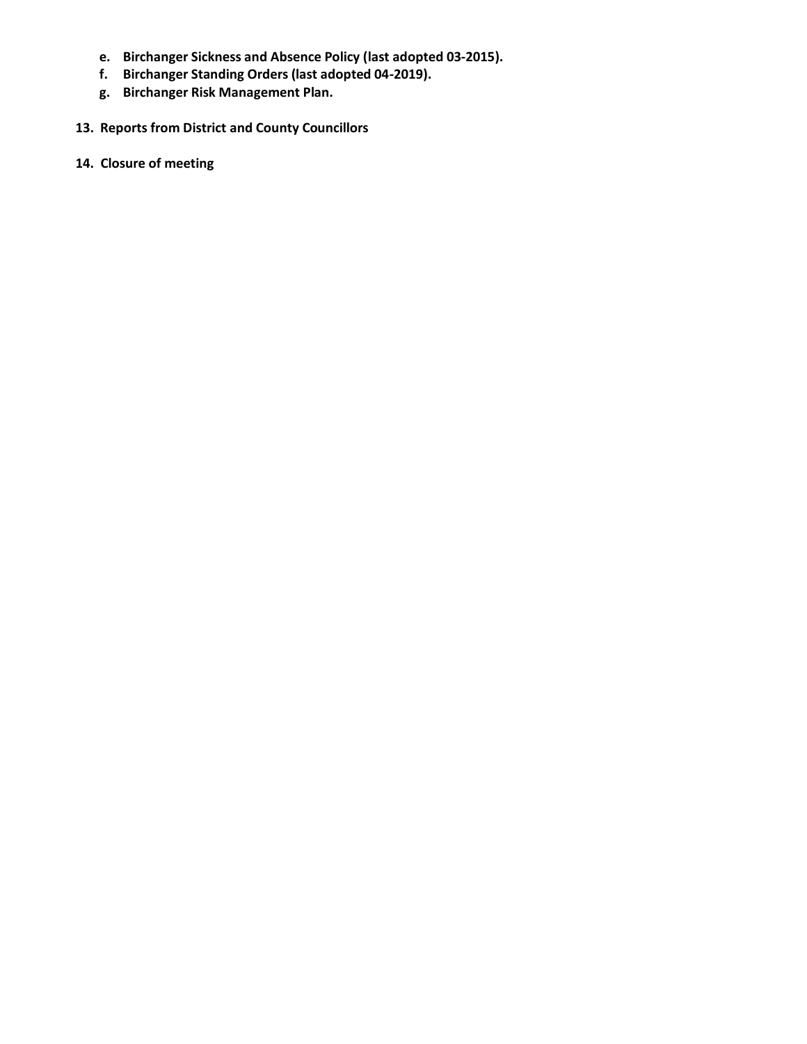e. **Birchanger Sickness and Absence Policy (last adopted 03-2015).**
   f. **Birchanger Standing Orders (last adopted 04-2019).**
   g. **Birchanger Risk Management Plan.**

13. **Reports from District and County Councillors**

14. **Closure of meeting**